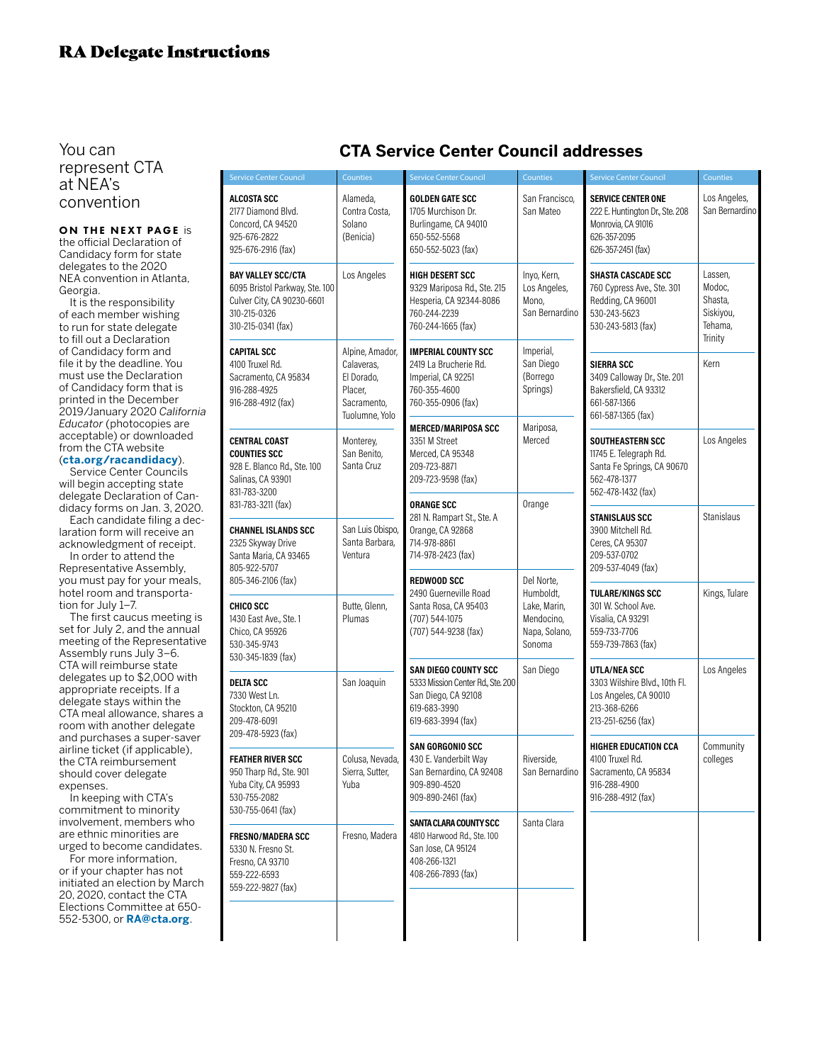# RA Delegate Instructions

## You can represent CTA at NEA's convention

**ON THE NEXT PAGE** is the official Declaration of Candidacy form for state delegates to the 2020 NEA convention in Atlanta, Georgia.

It is the responsibility of each member wishing to run for state delegate to fill out a Declaration of Candidacy form and file it by the deadline. You must use the Declaration of Candidacy form that is printed in the December 2019/January 2020 *California Educator* (photocopies are acceptable) or downloaded from the CTA website (**cta.org/racandidacy**).

Service Center Councils will begin accepting state delegate Declaration of Candidacy forms on Jan. 3, 2020.

Each candidate filing a declaration form will receive an acknowledgment of receipt.

In order to attend the Representative Assembly, you must pay for your meals, hotel room and transportation for July 1–7.

The first caucus meeting is set for July 2, and the annual meeting of the Representative Assembly runs July 3–6. CTA will reimburse state delegates up to $2,000 with appropriate receipts. If a delegate stays within the CTA meal allowance, shares a room with another delegate and purchases a super-saver airline ticket (if applicable), the CTA reimbursement should cover delegate expenses.

In keeping with CTA's commitment to minority involvement, members who are ethnic minorities are urged to become candidates.

For more information, or if your chapter has not initiated an election by March 20, 2020, contact the CTA Elections Committee at 650-552-5300, or **RA@cta.org**.

## CTA Service Center Council addresses

| Service Center Council | Counties |
|---|---|
| **ALCOSTA SCC**<br>2177 Diamond Blvd.<br>Concord, CA 94520<br>925-676-2822<br>925-676-2916 (fax) | Alameda, Contra Costa, Solano (Benicia) |
| **BAY VALLEY SCC/CTA**<br>6095 Bristol Parkway, Ste. 100<br>Culver City, CA 90230-6601<br>310-215-0326<br>310-215-0341 (fax) | Los Angeles |
| **CAPITAL SCC**<br>4100 Truxel Rd.<br>Sacramento, CA 95834<br>916-288-4925<br>916-288-4912 (fax) | Alpine, Amador, Calaveras, El Dorado, Placer, Sacramento, Tuolumne, Yolo |
| **CENTRAL COAST COUNTIES SCC**<br>928 E. Blanco Rd., Ste. 100<br>Salinas, CA 93901<br>831-783-3200<br>831-783-3211 (fax) | Monterey, San Benito, Santa Cruz |
| **CHANNEL ISLANDS SCC**<br>2325 Skyway Drive<br>Santa Maria, CA 93465<br>805-922-5707<br>805-346-2106 (fax) | San Luis Obispo, Santa Barbara, Ventura |
| **CHICO SCC**<br>1430 East Ave., Ste. 1<br>Chico, CA 95926<br>530-345-9743<br>530-345-1839 (fax) | Butte, Glenn, Plumas |
| **DELTA SCC**<br>7330 West Ln.<br>Stockton, CA 95210<br>209-478-6091<br>209-478-5923 (fax) | San Joaquin |
| **FEATHER RIVER SCC**<br>950 Tharp Rd., Ste. 901<br>Yuba City, CA 95993<br>530-755-2082<br>530-755-0641 (fax) | Colusa, Nevada, Sierra, Sutter, Yuba |
| **FRESNO/MADERA SCC**<br>5330 N. Fresno St.<br>Fresno, CA 93710<br>559-222-6593<br>559-222-9827 (fax) | Fresno, Madera |
| **GOLDEN GATE SCC**<br>1705 Murchison Dr.<br>Burlingame, CA 94010<br>650-552-5568<br>650-552-5023 (fax) | San Francisco, San Mateo |
| **HIGH DESERT SCC**<br>9329 Mariposa Rd., Ste. 215<br>Hesperia, CA 92344-8086<br>760-244-2239<br>760-244-1665 (fax) | Inyo, Kern, Los Angeles, Mono, San Bernardino |
| **IMPERIAL COUNTY SCC**<br>2419 La Brucherie Rd.<br>Imperial, CA 92251<br>760-355-4600<br>760-355-0906 (fax) | Imperial, San Diego (Borrego Springs) |
| **MERCED/MARIPOSA SCC**<br>3351 M Street<br>Merced, CA 95348<br>209-723-8871<br>209-723-9598 (fax) | Mariposa, Merced |
| **ORANGE SCC**<br>281 N. Rampart St., Ste. A<br>Orange, CA 92868<br>714-978-8861<br>714-978-2423 (fax) | Orange |
| **REDWOOD SCC**<br>2490 Guerneville Road<br>Santa Rosa, CA 95403<br>(707) 544-1075<br>(707) 544-9238 (fax) | Del Norte, Humboldt, Lake, Marin, Mendocino, Napa, Solano, Sonoma |
| **SAN DIEGO COUNTY SCC**<br>5333 Mission Center Rd., Ste. 200<br>San Diego, CA 92108<br>619-683-3990<br>619-683-3994 (fax) | San Diego |
| **SAN GORGONIO SCC**<br>430 E. Vanderbilt Way<br>San Bernardino, CA 92408<br>909-890-4520<br>909-890-2461 (fax) | Riverside, San Bernardino |
| **SANTA CLARA COUNTY SCC**<br>4810 Harwood Rd., Ste. 100<br>San Jose, CA 95124<br>408-266-1321<br>408-266-7893 (fax) | Santa Clara |
| **SERVICE CENTER ONE**<br>222 E. Huntington Dr., Ste. 208<br>Monrovia, CA 91016<br>626-357-2095<br>626-357-2451 (fax) | Los Angeles, San Bernardino |
| **SHASTA CASCADE SCC**<br>760 Cypress Ave., Ste. 301<br>Redding, CA 96001<br>530-243-5623<br>530-243-5813 (fax) | Lassen, Modoc, Shasta, Siskiyou, Tehama, Trinity |
| **SIERRA SCC**<br>3409 Calloway Dr., Ste. 201<br>Bakersfield, CA 93312<br>661-587-1366<br>661-587-1365 (fax) | Kern |
| **SOUTHEASTERN SCC**<br>11745 E. Telegraph Rd.<br>Santa Fe Springs, CA 90670<br>562-478-1377<br>562-478-1432 (fax) | Los Angeles |
| **STANISLAUS SCC**<br>3900 Mitchell Rd.<br>Ceres, CA 95307<br>209-537-0702<br>209-537-4049 (fax) | Stanislaus |
| **TULARE/KINGS SCC**<br>301 W. School Ave.<br>Visalia, CA 93291<br>559-733-7706<br>559-739-7863 (fax) | Kings, Tulare |
| **UTLA/NEA SCC**<br>3303 Wilshire Blvd., 10th Fl.<br>Los Angeles, CA 90010<br>213-368-6266<br>213-251-6256 (fax) | Los Angeles |
| **HIGHER EDUCATION CCA**<br>4100 Truxel Rd.<br>Sacramento, CA 95834<br>916-288-4900<br>916-288-4912 (fax) | Community colleges |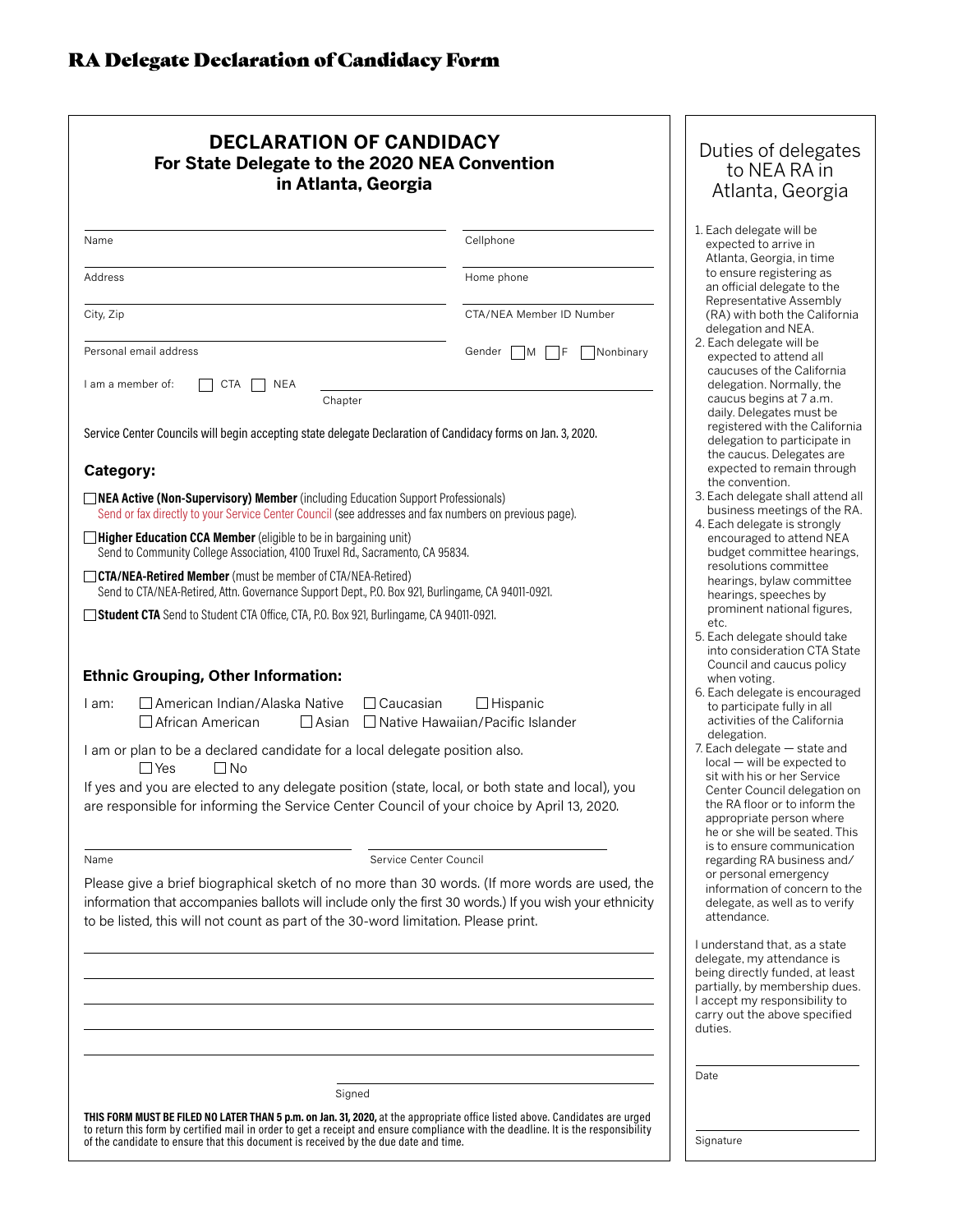# RA Delegate Declaration of Candidacy Form

## DECLARATION OF CANDIDACY
**For State Delegate to the 2020 NEA Convention in Atlanta, Georgia**

Name

Cellphone

Address

Home phone

City, Zip

CTA/NEA Member ID Number

Personal email address

Gender ☐ M ☐ F ☐ Nonbinary

I am a member of: ☐ CTA ☐ NEA

Chapter

Service Center Councils will begin accepting state delegate Declaration of Candidacy forms on Jan. 3, 2020.

### Category:

☐ **NEA Active (Non-Supervisory) Member** (including Education Support Professionals)
Send or fax directly to your Service Center Council (see addresses and fax numbers on previous page).

☐ **Higher Education CCA Member** (eligible to be in bargaining unit)
Send to Community College Association, 4100 Truxel Rd., Sacramento, CA 95834.

☐ **CTA/NEA-Retired Member** (must be member of CTA/NEA-Retired)
Send to CTA/NEA-Retired, Attn. Governance Support Dept., P.O. Box 921, Burlingame, CA 94011-0921.

☐ **Student CTA** Send to Student CTA Office, CTA, P.O. Box 921, Burlingame, CA 94011-0921.

### Ethnic Grouping, Other Information:

I am: ☐ American Indian/Alaska Native ☐ Caucasian ☐ Hispanic ☐ African American ☐ Asian ☐ Native Hawaiian/Pacific Islander

I am or plan to be a declared candidate for a local delegate position also.
☐ Yes ☐ No

If yes and you are elected to any delegate position (state, local, or both state and local), you are responsible for informing the Service Center Council of your choice by April 13, 2020.

Name

Service Center Council

Please give a brief biographical sketch of no more than 30 words. (If more words are used, the information that accompanies ballots will include only the first 30 words.) If you wish your ethnicity to be listed, this will not count as part of the 30-word limitation. Please print.

Signed

**THIS FORM MUST BE FILED NO LATER THAN 5 p.m. on Jan. 31, 2020,** at the appropriate office listed above. Candidates are urged to return this form by certified mail in order to get a receipt and ensure compliance with the deadline. It is the responsibility of the candidate to ensure that this document is received by the due date and time.

## Duties of delegates to NEA RA in Atlanta, Georgia

1. Each delegate will be expected to arrive in Atlanta, Georgia, in time to ensure registering as an official delegate to the Representative Assembly (RA) with both the California delegation and NEA.
2. Each delegate will be expected to attend all caucuses of the California delegation. Normally, the caucus begins at 7 a.m. daily. Delegates must be registered with the California delegation to participate in the caucus. Delegates are expected to remain through the convention.
3. Each delegate shall attend all business meetings of the RA.
4. Each delegate is strongly encouraged to attend NEA budget committee hearings, resolutions committee hearings, bylaw committee hearings, speeches by prominent national figures, etc.
5. Each delegate should take into consideration CTA State Council and caucus policy when voting.
6. Each delegate is encouraged to participate fully in all activities of the California delegation.
7. Each delegate — state and local — will be expected to sit with his or her Service Center Council delegation on the RA floor or to inform the appropriate person where he or she will be seated. This is to ensure communication regarding RA business and/or personal emergency information of concern to the delegate, as well as to verify attendance.

I understand that, as a state delegate, my attendance is being directly funded, at least partially, by membership dues. I accept my responsibility to carry out the above specified duties.

Date

Signature